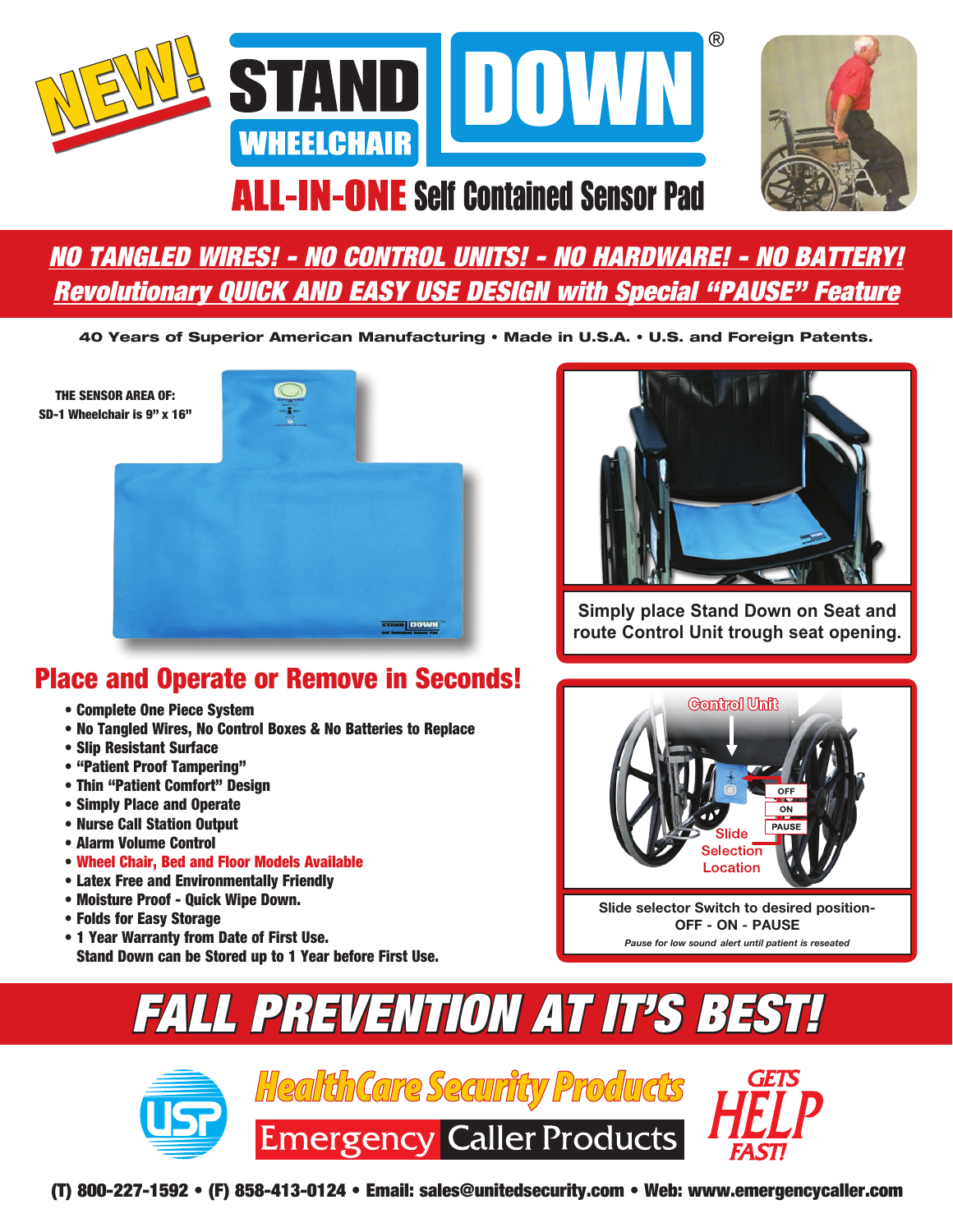# NEW! STAND DOWN® WHEELCHAIR

## ALL-IN-ONE Self Contained Sensor Pad

***NO TANGLED WIRES! - NO CONTROL UNITS! - NO HARDWARE! - NO BATTERY!***

***Revolutionary QUICK AND EASY USE DESIGN with Special "PAUSE" Feature***

**40 Years of Superior American Manufacturing • Made in U.S.A. • U.S. and Foreign Patents.**

**THE SENSOR AREA OF: SD-1 Wheelchair is 9" x 16"**

Simply place Stand Down on Seat and route Control Unit trough seat opening.

Control Unit

OFF
ON
PAUSE

Slide Selection Location

Slide selector Switch to desired position- OFF - ON - PAUSE

*Pause for low sound alert until patient is reseated*

## Place and Operate or Remove in Seconds!

- Complete One Piece System
- No Tangled Wires, No Control Boxes & No Batteries to Replace
- Slip Resistant Surface
- "Patient Proof Tampering"
- Thin "Patient Comfort" Design
- Simply Place and Operate
- Nurse Call Station Output
- Alarm Volume Control
- Wheel Chair, Bed and Floor Models Available
- Latex Free and Environmentally Friendly
- Moisture Proof - Quick Wipe Down.
- Folds for Easy Storage
- 1 Year Warranty from Date of First Use. Stand Down can be Stored up to 1 Year before First Use.

# FALL PREVENTION AT IT'S BEST!

HealthCare Security Products

Emergency Caller Products

GETS HELP FAST!

(T) 800-227-1592 • (F) 858-413-0124 • Email: sales@unitedsecurity.com • Web: www.emergencycaller.com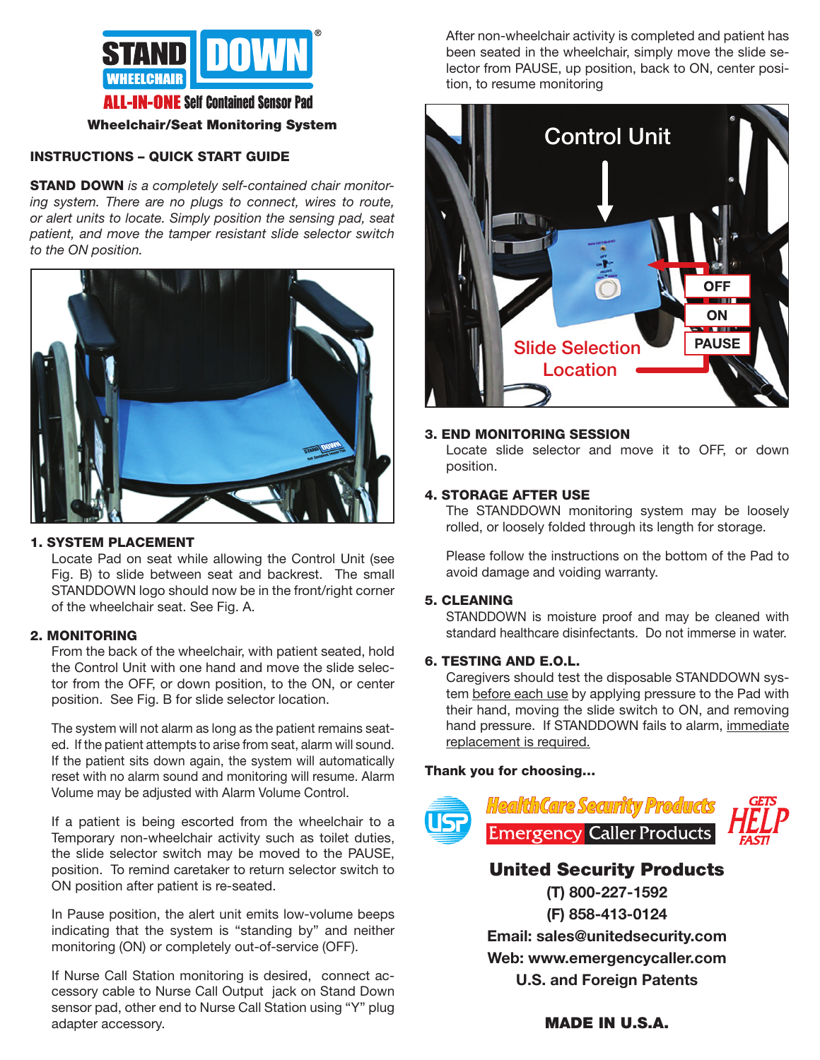# STAND DOWN WHEELCHAIR®

**ALL-IN-ONE Self Contained Sensor Pad**

**Wheelchair/Seat Monitoring System**

## INSTRUCTIONS – QUICK START GUIDE

**STAND DOWN** *is a completely self-contained chair monitoring system. There are no plugs to connect, wires to route, or alert units to locate. Simply position the sensing pad, seat patient, and move the tamper resistant slide selector switch to the ON position.*

### 1. SYSTEM PLACEMENT

Locate Pad on seat while allowing the Control Unit (see Fig. B) to slide between seat and backrest. The small STANDDOWN logo should now be in the front/right corner of the wheelchair seat. See Fig. A.

### 2. MONITORING

From the back of the wheelchair, with patient seated, hold the Control Unit with one hand and move the slide selector from the OFF, or down position, to the ON, or center position. See Fig. B for slide selector location.

The system will not alarm as long as the patient remains seated. If the patient attempts to arise from seat, alarm will sound. If the patient sits down again, the system will automatically reset with no alarm sound and monitoring will resume. Alarm Volume may be adjusted with Alarm Volume Control.

If a patient is being escorted from the wheelchair to a Temporary non-wheelchair activity such as toilet duties, the slide selector switch may be moved to the PAUSE, position. To remind caretaker to return selector switch to ON position after patient is re-seated.

In Pause position, the alert unit emits low-volume beeps indicating that the system is "standing by" and neither monitoring (ON) or completely out-of-service (OFF).

If Nurse Call Station monitoring is desired, connect accessory cable to Nurse Call Output jack on Stand Down sensor pad, other end to Nurse Call Station using "Y" plug adapter accessory.

After non-wheelchair activity is completed and patient has been seated in the wheelchair, simply move the slide selector from PAUSE, up position, back to ON, center position, to resume monitoring

Control Unit

OFF

ON

PAUSE

Slide Selection Location

### 3. END MONITORING SESSION

Locate slide selector and move it to OFF, or down position.

### 4. STORAGE AFTER USE

The STANDDOWN monitoring system may be loosely rolled, or loosely folded through its length for storage.

Please follow the instructions on the bottom of the Pad to avoid damage and voiding warranty.

### 5. CLEANING

STANDDOWN is moisture proof and may be cleaned with standard healthcare disinfectants. Do not immerse in water.

### 6. TESTING AND E.O.L.

Caregivers should test the disposable STANDDOWN system before each use by applying pressure to the Pad with their hand, moving the slide switch to ON, and removing hand pressure. If STANDDOWN fails to alarm, immediate replacement is required.

**Thank you for choosing...**

HealthCare Security Products

Emergency Caller Products

GETS HELP FAST!

## United Security Products

**(T) 800-227-1592**

**(F) 858-413-0124**

**Email: sales@unitedsecurity.com**

**Web: www.emergencycaller.com**

**U.S. and Foreign Patents**

**MADE IN U.S.A.**